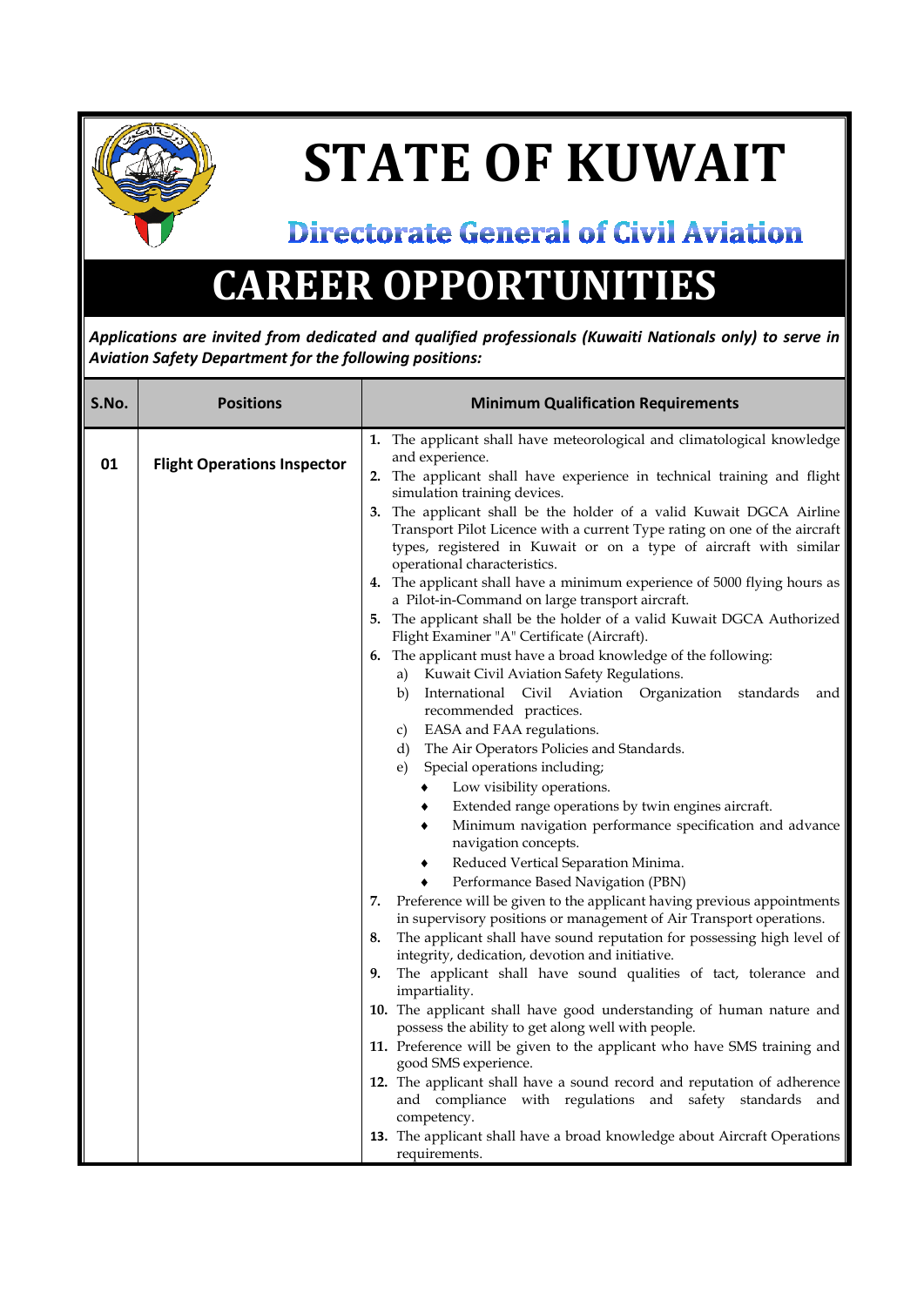# STATE OF KUWAIT

## Directorate General of Civil Aviation

# CAREER OPPORTUNITIES

***Applications are invited from dedicated and qualified professionals (Kuwaiti Nationals only) to serve in Aviation Safety Department for the following positions:***

| S.No. | Positions | Minimum Qualification Requirements |
|---|---|---|
| 01 | **Flight Operations Inspector** | **1.** The applicant shall have meteorological and climatological knowledge and experience.<br>**2.** The applicant shall have experience in technical training and flight simulation training devices.<br>**3.** The applicant shall be the holder of a valid Kuwait DGCA Airline Transport Pilot Licence with a current Type rating on one of the aircraft types, registered in Kuwait or on a type of aircraft with similar operational characteristics.<br>**4.** The applicant shall have a minimum experience of 5000 flying hours as a Pilot-in-Command on large transport aircraft.<br>**5.** The applicant shall be the holder of a valid Kuwait DGCA Authorized Flight Examiner "A" Certificate (Aircraft).<br>**6.** The applicant must have a broad knowledge of the following:<br>a) Kuwait Civil Aviation Safety Regulations.<br>b) International Civil Aviation Organization standards and recommended practices.<br>c) EASA and FAA regulations.<br>d) The Air Operators Policies and Standards.<br>e) Special operations including;<br>♦ Low visibility operations.<br>♦ Extended range operations by twin engines aircraft.<br>♦ Minimum navigation performance specification and advance navigation concepts.<br>♦ Reduced Vertical Separation Minima.<br>♦ Performance Based Navigation (PBN)<br>**7.** Preference will be given to the applicant having previous appointments in supervisory positions or management of Air Transport operations.<br>**8.** The applicant shall have sound reputation for possessing high level of integrity, dedication, devotion and initiative.<br>**9.** The applicant shall have sound qualities of tact, tolerance and impartiality.<br>**10.** The applicant shall have good understanding of human nature and possess the ability to get along well with people.<br>**11.** Preference will be given to the applicant who have SMS training and good SMS experience.<br>**12.** The applicant shall have a sound record and reputation of adherence and compliance with regulations and safety standards and competency.<br>**13.** The applicant shall have a broad knowledge about Aircraft Operations requirements. |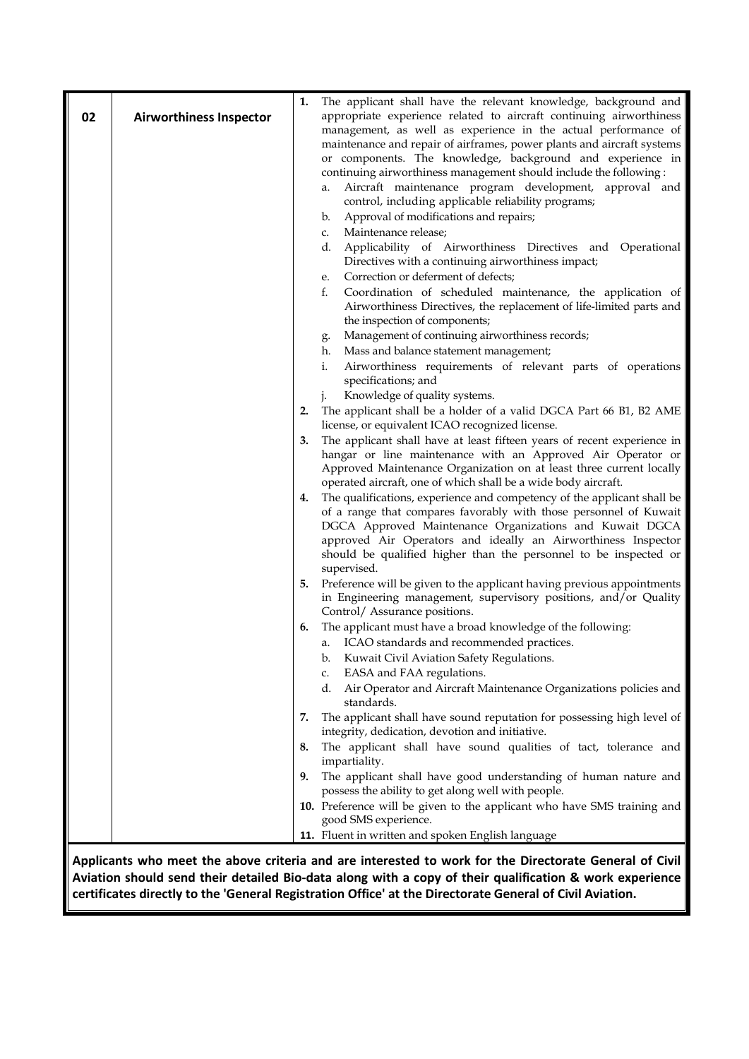| | | |
|---|---|---|
| **02** | **Airworthiness Inspector** | 1. The applicant shall have the relevant knowledge, background and appropriate experience related to aircraft continuing airworthiness management, as well as experience in the actual performance of maintenance and repair of airframes, power plants and aircraft systems or components. The knowledge, background and experience in continuing airworthiness management should include the following :<br>a. Aircraft maintenance program development, approval and control, including applicable reliability programs;<br>b. Approval of modifications and repairs;<br>c. Maintenance release;<br>d. Applicability of Airworthiness Directives and Operational Directives with a continuing airworthiness impact;<br>e. Correction or deferment of defects;<br>f. Coordination of scheduled maintenance, the application of Airworthiness Directives, the replacement of life-limited parts and the inspection of components;<br>g. Management of continuing airworthiness records;<br>h. Mass and balance statement management;<br>i. Airworthiness requirements of relevant parts of operations specifications; and<br>j. Knowledge of quality systems.<br>2. The applicant shall be a holder of a valid DGCA Part 66 B1, B2 AME license, or equivalent ICAO recognized license.<br>3. The applicant shall have at least fifteen years of recent experience in hangar or line maintenance with an Approved Air Operator or Approved Maintenance Organization on at least three current locally operated aircraft, one of which shall be a wide body aircraft.<br>4. The qualifications, experience and competency of the applicant shall be of a range that compares favorably with those personnel of Kuwait DGCA Approved Maintenance Organizations and Kuwait DGCA approved Air Operators and ideally an Airworthiness Inspector should be qualified higher than the personnel to be inspected or supervised.<br>5. Preference will be given to the applicant having previous appointments in Engineering management, supervisory positions, and/or Quality Control/ Assurance positions.<br>6. The applicant must have a broad knowledge of the following:<br>a. ICAO standards and recommended practices.<br>b. Kuwait Civil Aviation Safety Regulations.<br>c. EASA and FAA regulations.<br>d. Air Operator and Aircraft Maintenance Organizations policies and standards.<br>7. The applicant shall have sound reputation for possessing high level of integrity, dedication, devotion and initiative.<br>8. The applicant shall have sound qualities of tact, tolerance and impartiality.<br>9. The applicant shall have good understanding of human nature and possess the ability to get along well with people.<br>10. Preference will be given to the applicant who have SMS training and good SMS experience.<br>11. Fluent in written and spoken English language |

**Applicants who meet the above criteria and are interested to work for the Directorate General of Civil Aviation should send their detailed Bio-data along with a copy of their qualification & work experience certificates directly to the 'General Registration Office' at the Directorate General of Civil Aviation.**